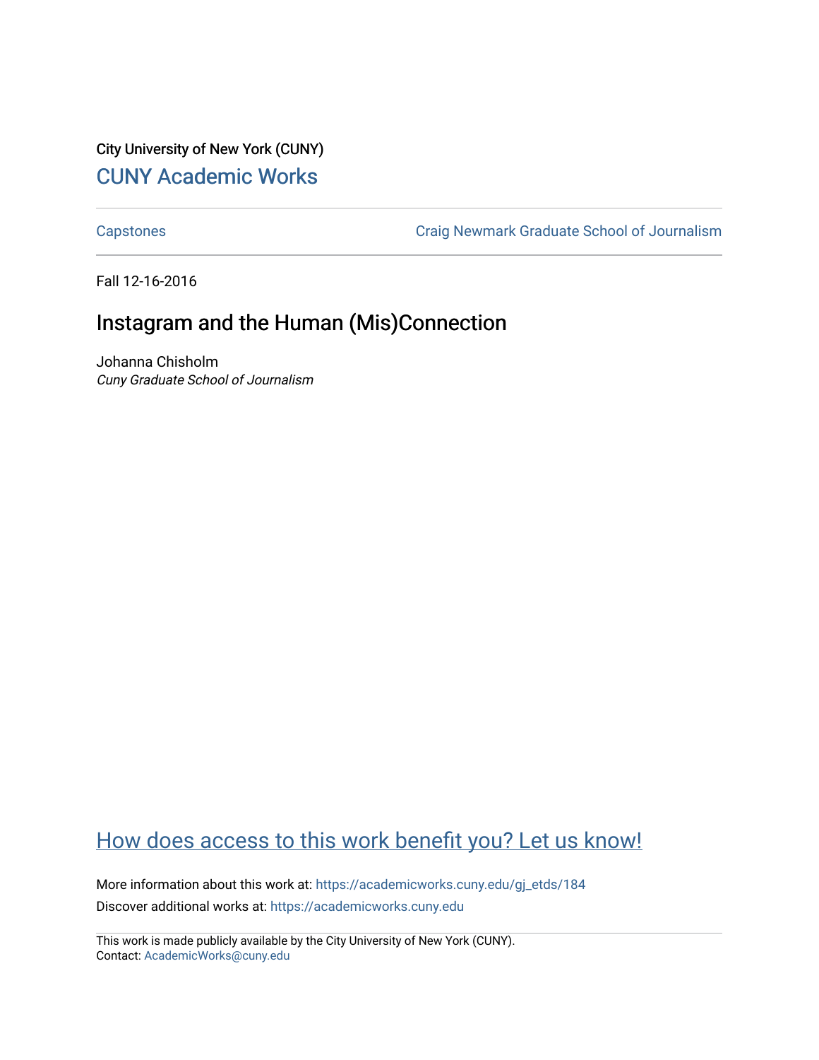City University of New York (CUNY)

CUNY Academic Works

Capstones

Craig Newmark Graduate School of Journalism

Fall 12-16-2016

# Instagram and the Human (Mis)Connection

Johanna Chisholm

*Cuny Graduate School of Journalism*

How does access to this work benefit you? Let us know!

More information about this work at: https://academicworks.cuny.edu/gj_etds/184

Discover additional works at: https://academicworks.cuny.edu

This work is made publicly available by the City University of New York (CUNY).
Contact: AcademicWorks@cuny.edu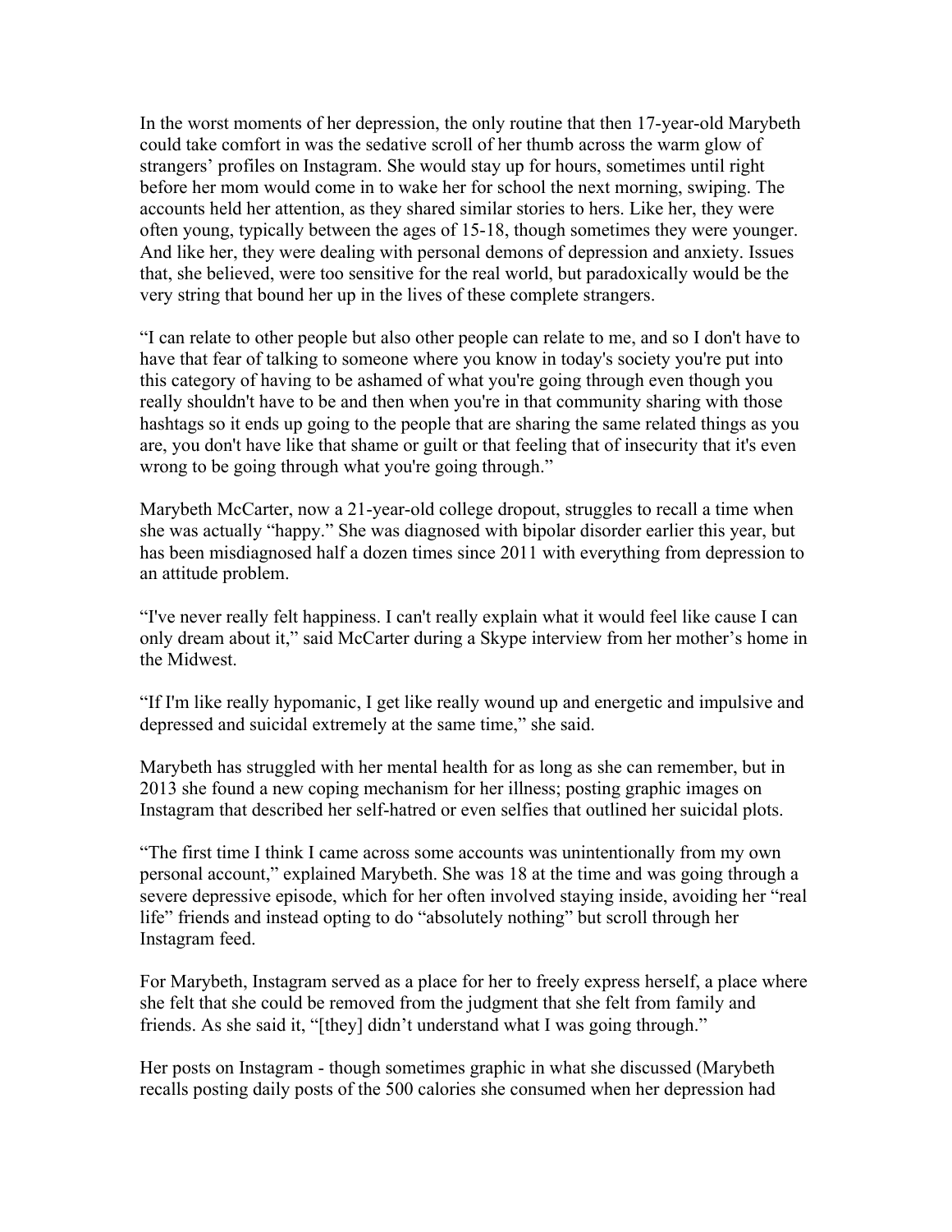In the worst moments of her depression, the only routine that then 17-year-old Marybeth could take comfort in was the sedative scroll of her thumb across the warm glow of strangers' profiles on Instagram. She would stay up for hours, sometimes until right before her mom would come in to wake her for school the next morning, swiping. The accounts held her attention, as they shared similar stories to hers. Like her, they were often young, typically between the ages of 15-18, though sometimes they were younger. And like her, they were dealing with personal demons of depression and anxiety. Issues that, she believed, were too sensitive for the real world, but paradoxically would be the very string that bound her up in the lives of these complete strangers.

"I can relate to other people but also other people can relate to me, and so I don't have to have that fear of talking to someone where you know in today's society you're put into this category of having to be ashamed of what you're going through even though you really shouldn't have to be and then when you're in that community sharing with those hashtags so it ends up going to the people that are sharing the same related things as you are, you don't have like that shame or guilt or that feeling that of insecurity that it's even wrong to be going through what you're going through."

Marybeth McCarter, now a 21-year-old college dropout, struggles to recall a time when she was actually "happy." She was diagnosed with bipolar disorder earlier this year, but has been misdiagnosed half a dozen times since 2011 with everything from depression to an attitude problem.

"I've never really felt happiness. I can't really explain what it would feel like cause I can only dream about it," said McCarter during a Skype interview from her mother's home in the Midwest.

"If I'm like really hypomanic, I get like really wound up and energetic and impulsive and depressed and suicidal extremely at the same time," she said.

Marybeth has struggled with her mental health for as long as she can remember, but in 2013 she found a new coping mechanism for her illness; posting graphic images on Instagram that described her self-hatred or even selfies that outlined her suicidal plots.

"The first time I think I came across some accounts was unintentionally from my own personal account," explained Marybeth. She was 18 at the time and was going through a severe depressive episode, which for her often involved staying inside, avoiding her "real life" friends and instead opting to do "absolutely nothing" but scroll through her Instagram feed.

For Marybeth, Instagram served as a place for her to freely express herself, a place where she felt that she could be removed from the judgment that she felt from family and friends. As she said it, "[they] didn't understand what I was going through."

Her posts on Instagram - though sometimes graphic in what she discussed (Marybeth recalls posting daily posts of the 500 calories she consumed when her depression had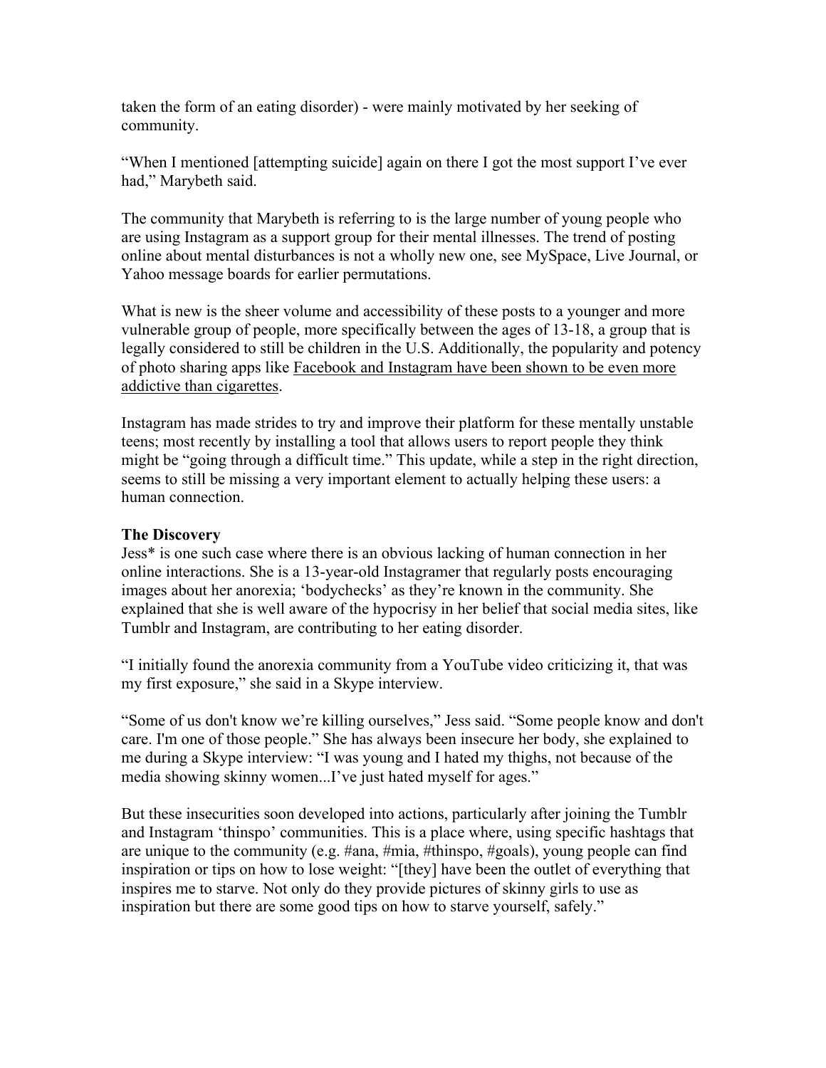taken the form of an eating disorder) - were mainly motivated by her seeking of community.

"When I mentioned [attempting suicide] again on there I got the most support I've ever had," Marybeth said.

The community that Marybeth is referring to is the large number of young people who are using Instagram as a support group for their mental illnesses. The trend of posting online about mental disturbances is not a wholly new one, see MySpace, Live Journal, or Yahoo message boards for earlier permutations.

What is new is the sheer volume and accessibility of these posts to a younger and more vulnerable group of people, more specifically between the ages of 13-18, a group that is legally considered to still be children in the U.S. Additionally, the popularity and potency of photo sharing apps like Facebook and Instagram have been shown to be even more addictive than cigarettes.

Instagram has made strides to try and improve their platform for these mentally unstable teens; most recently by installing a tool that allows users to report people they think might be "going through a difficult time." This update, while a step in the right direction, seems to still be missing a very important element to actually helping these users: a human connection.

**The Discovery**

Jess* is one such case where there is an obvious lacking of human connection in her online interactions. She is a 13-year-old Instagramer that regularly posts encouraging images about her anorexia; 'bodychecks' as they're known in the community. She explained that she is well aware of the hypocrisy in her belief that social media sites, like Tumblr and Instagram, are contributing to her eating disorder.

"I initially found the anorexia community from a YouTube video criticizing it, that was my first exposure," she said in a Skype interview.

"Some of us don't know we're killing ourselves," Jess said. "Some people know and don't care. I'm one of those people." She has always been insecure her body, she explained to me during a Skype interview: "I was young and I hated my thighs, not because of the media showing skinny women...I've just hated myself for ages."

But these insecurities soon developed into actions, particularly after joining the Tumblr and Instagram 'thinspo' communities. This is a place where, using specific hashtags that are unique to the community (e.g. #ana, #mia, #thinspo, #goals), young people can find inspiration or tips on how to lose weight: "[they] have been the outlet of everything that inspires me to starve. Not only do they provide pictures of skinny girls to use as inspiration but there are some good tips on how to starve yourself, safely."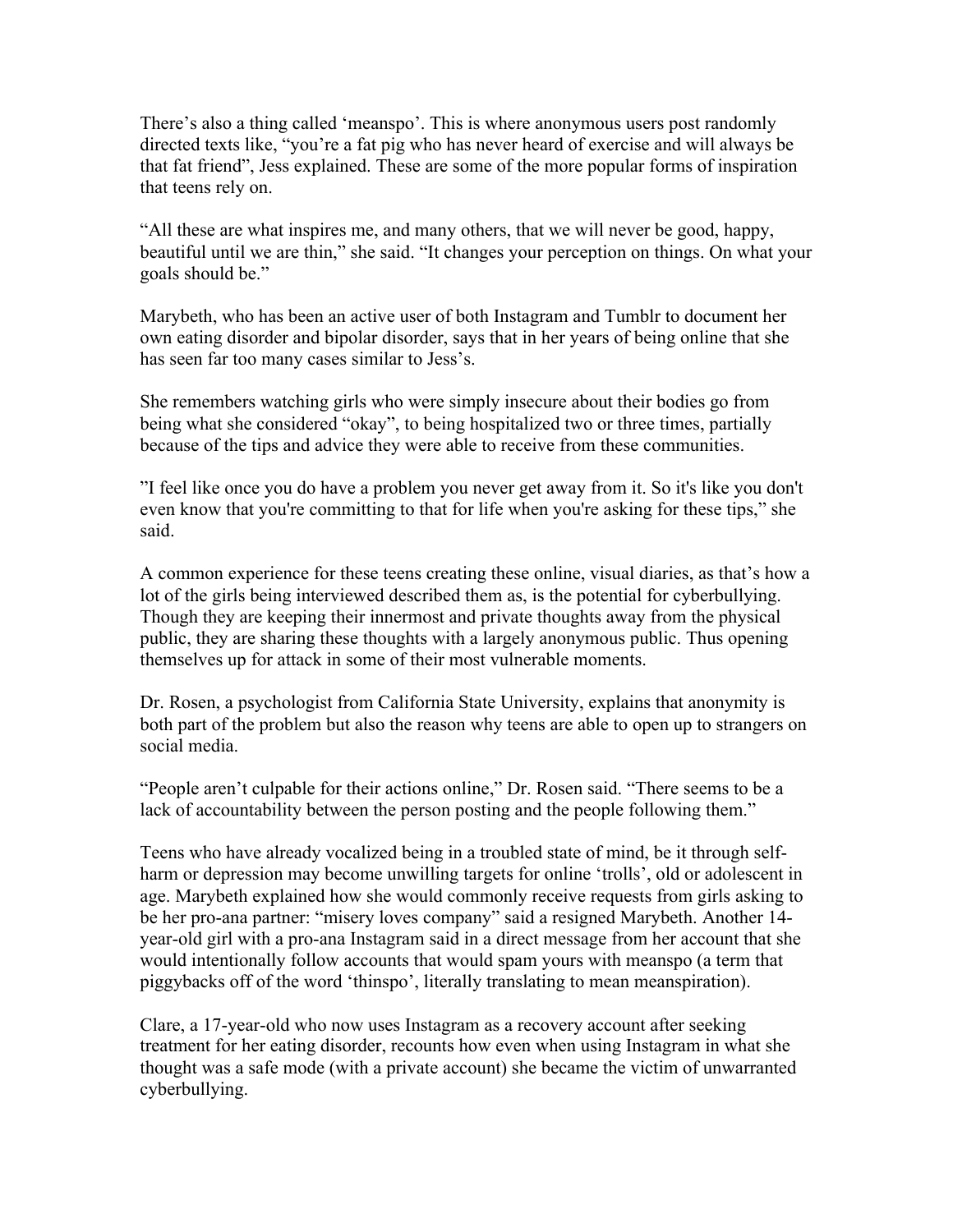There's also a thing called 'meanspo'. This is where anonymous users post randomly directed texts like, "you're a fat pig who has never heard of exercise and will always be that fat friend", Jess explained. These are some of the more popular forms of inspiration that teens rely on.

"All these are what inspires me, and many others, that we will never be good, happy, beautiful until we are thin," she said. "It changes your perception on things. On what your goals should be."

Marybeth, who has been an active user of both Instagram and Tumblr to document her own eating disorder and bipolar disorder, says that in her years of being online that she has seen far too many cases similar to Jess's.

She remembers watching girls who were simply insecure about their bodies go from being what she considered "okay", to being hospitalized two or three times, partially because of the tips and advice they were able to receive from these communities.

"I feel like once you do have a problem you never get away from it. So it's like you don't even know that you're committing to that for life when you're asking for these tips," she said.

A common experience for these teens creating these online, visual diaries, as that's how a lot of the girls being interviewed described them as, is the potential for cyberbullying. Though they are keeping their innermost and private thoughts away from the physical public, they are sharing these thoughts with a largely anonymous public. Thus opening themselves up for attack in some of their most vulnerable moments.

Dr. Rosen, a psychologist from California State University, explains that anonymity is both part of the problem but also the reason why teens are able to open up to strangers on social media.

"People aren't culpable for their actions online," Dr. Rosen said. "There seems to be a lack of accountability between the person posting and the people following them."

Teens who have already vocalized being in a troubled state of mind, be it through self-harm or depression may become unwilling targets for online 'trolls', old or adolescent in age. Marybeth explained how she would commonly receive requests from girls asking to be her pro-ana partner: "misery loves company" said a resigned Marybeth. Another 14-year-old girl with a pro-ana Instagram said in a direct message from her account that she would intentionally follow accounts that would spam yours with meanspo (a term that piggybacks off of the word 'thinspo', literally translating to mean meanspiration).

Clare, a 17-year-old who now uses Instagram as a recovery account after seeking treatment for her eating disorder, recounts how even when using Instagram in what she thought was a safe mode (with a private account) she became the victim of unwarranted cyberbullying.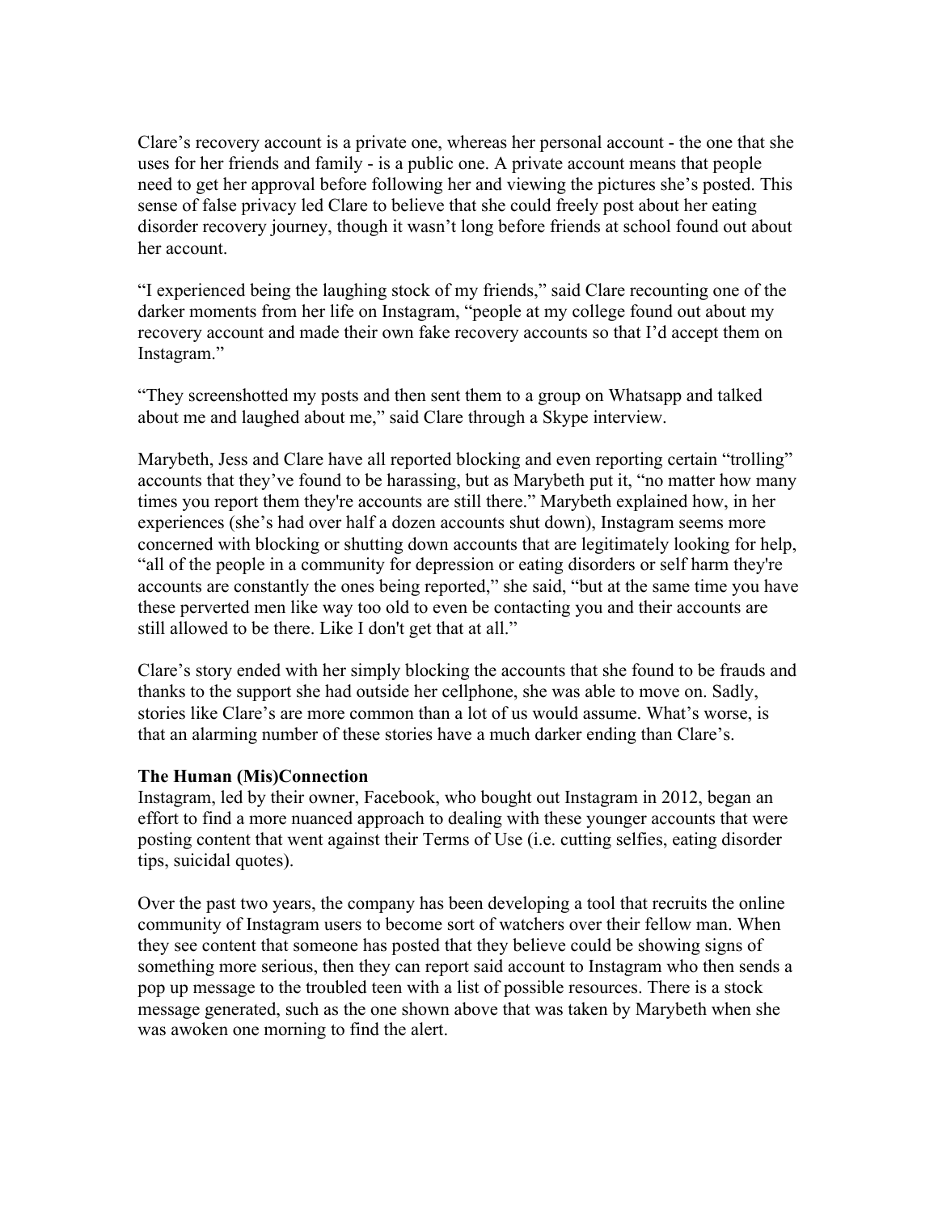Clare's recovery account is a private one, whereas her personal account - the one that she uses for her friends and family - is a public one. A private account means that people need to get her approval before following her and viewing the pictures she's posted. This sense of false privacy led Clare to believe that she could freely post about her eating disorder recovery journey, though it wasn't long before friends at school found out about her account.

"I experienced being the laughing stock of my friends," said Clare recounting one of the darker moments from her life on Instagram, "people at my college found out about my recovery account and made their own fake recovery accounts so that I'd accept them on Instagram."

"They screenshotted my posts and then sent them to a group on Whatsapp and talked about me and laughed about me," said Clare through a Skype interview.

Marybeth, Jess and Clare have all reported blocking and even reporting certain "trolling" accounts that they've found to be harassing, but as Marybeth put it, "no matter how many times you report them they're accounts are still there." Marybeth explained how, in her experiences (she's had over half a dozen accounts shut down), Instagram seems more concerned with blocking or shutting down accounts that are legitimately looking for help, "all of the people in a community for depression or eating disorders or self harm they're accounts are constantly the ones being reported," she said, "but at the same time you have these perverted men like way too old to even be contacting you and their accounts are still allowed to be there. Like I don't get that at all."

Clare's story ended with her simply blocking the accounts that she found to be frauds and thanks to the support she had outside her cellphone, she was able to move on. Sadly, stories like Clare's are more common than a lot of us would assume. What's worse, is that an alarming number of these stories have a much darker ending than Clare's.

**The Human (Mis)Connection**

Instagram, led by their owner, Facebook, who bought out Instagram in 2012, began an effort to find a more nuanced approach to dealing with these younger accounts that were posting content that went against their Terms of Use (i.e. cutting selfies, eating disorder tips, suicidal quotes).

Over the past two years, the company has been developing a tool that recruits the online community of Instagram users to become sort of watchers over their fellow man. When they see content that someone has posted that they believe could be showing signs of something more serious, then they can report said account to Instagram who then sends a pop up message to the troubled teen with a list of possible resources. There is a stock message generated, such as the one shown above that was taken by Marybeth when she was awoken one morning to find the alert.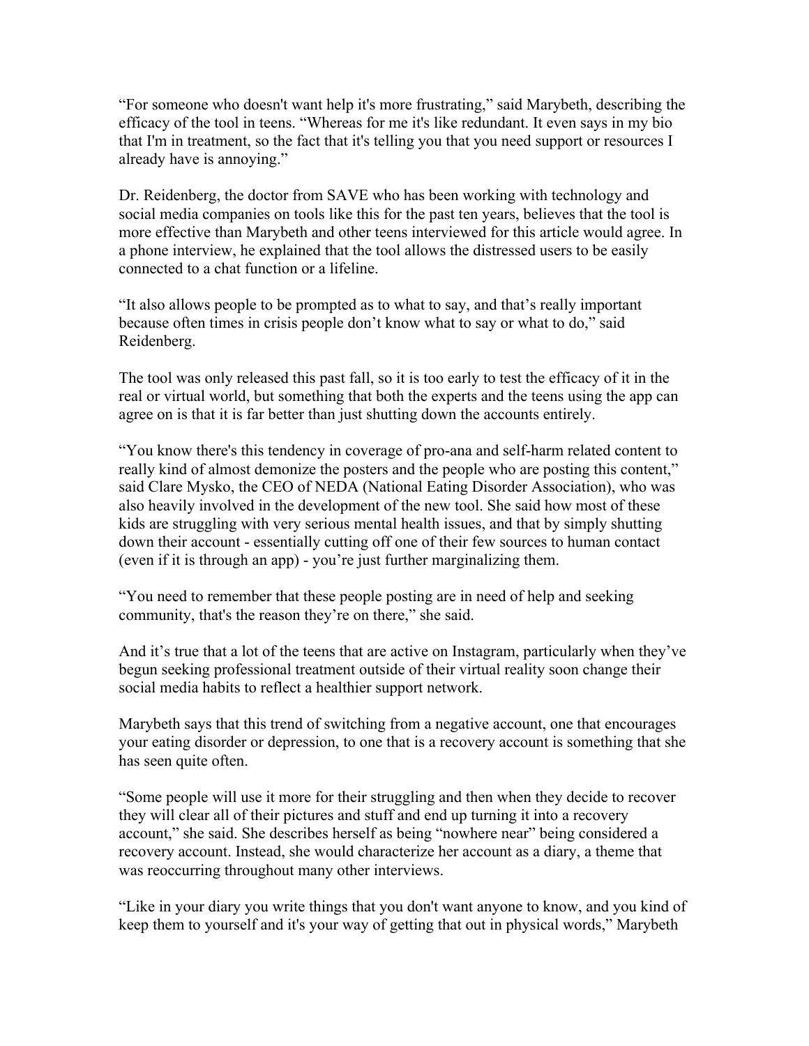"For someone who doesn't want help it's more frustrating," said Marybeth, describing the efficacy of the tool in teens. "Whereas for me it's like redundant. It even says in my bio that I'm in treatment, so the fact that it's telling you that you need support or resources I already have is annoying."

Dr. Reidenberg, the doctor from SAVE who has been working with technology and social media companies on tools like this for the past ten years, believes that the tool is more effective than Marybeth and other teens interviewed for this article would agree. In a phone interview, he explained that the tool allows the distressed users to be easily connected to a chat function or a lifeline.

"It also allows people to be prompted as to what to say, and that's really important because often times in crisis people don't know what to say or what to do," said Reidenberg.

The tool was only released this past fall, so it is too early to test the efficacy of it in the real or virtual world, but something that both the experts and the teens using the app can agree on is that it is far better than just shutting down the accounts entirely.

"You know there's this tendency in coverage of pro-ana and self-harm related content to really kind of almost demonize the posters and the people who are posting this content," said Clare Mysko, the CEO of NEDA (National Eating Disorder Association), who was also heavily involved in the development of the new tool. She said how most of these kids are struggling with very serious mental health issues, and that by simply shutting down their account - essentially cutting off one of their few sources to human contact (even if it is through an app) - you're just further marginalizing them.

"You need to remember that these people posting are in need of help and seeking community, that's the reason they're on there," she said.

And it's true that a lot of the teens that are active on Instagram, particularly when they've begun seeking professional treatment outside of their virtual reality soon change their social media habits to reflect a healthier support network.

Marybeth says that this trend of switching from a negative account, one that encourages your eating disorder or depression, to one that is a recovery account is something that she has seen quite often.

"Some people will use it more for their struggling and then when they decide to recover they will clear all of their pictures and stuff and end up turning it into a recovery account," she said. She describes herself as being "nowhere near" being considered a recovery account. Instead, she would characterize her account as a diary, a theme that was reoccurring throughout many other interviews.

"Like in your diary you write things that you don't want anyone to know, and you kind of keep them to yourself and it's your way of getting that out in physical words," Marybeth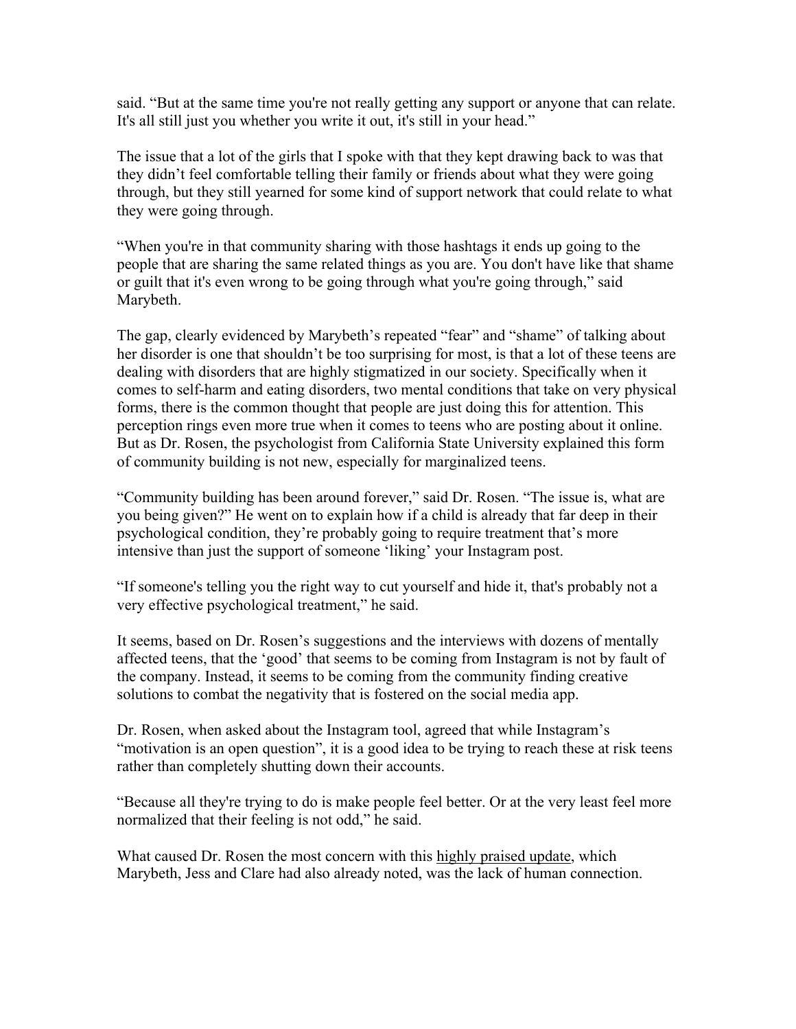said. "But at the same time you're not really getting any support or anyone that can relate. It's all still just you whether you write it out, it's still in your head."

The issue that a lot of the girls that I spoke with that they kept drawing back to was that they didn't feel comfortable telling their family or friends about what they were going through, but they still yearned for some kind of support network that could relate to what they were going through.

"When you're in that community sharing with those hashtags it ends up going to the people that are sharing the same related things as you are. You don't have like that shame or guilt that it's even wrong to be going through what you're going through," said Marybeth.

The gap, clearly evidenced by Marybeth's repeated "fear" and "shame" of talking about her disorder is one that shouldn't be too surprising for most, is that a lot of these teens are dealing with disorders that are highly stigmatized in our society. Specifically when it comes to self-harm and eating disorders, two mental conditions that take on very physical forms, there is the common thought that people are just doing this for attention. This perception rings even more true when it comes to teens who are posting about it online. But as Dr. Rosen, the psychologist from California State University explained this form of community building is not new, especially for marginalized teens.

"Community building has been around forever," said Dr. Rosen. "The issue is, what are you being given?" He went on to explain how if a child is already that far deep in their psychological condition, they're probably going to require treatment that's more intensive than just the support of someone 'liking' your Instagram post.

"If someone's telling you the right way to cut yourself and hide it, that's probably not a very effective psychological treatment," he said.

It seems, based on Dr. Rosen's suggestions and the interviews with dozens of mentally affected teens, that the 'good' that seems to be coming from Instagram is not by fault of the company. Instead, it seems to be coming from the community finding creative solutions to combat the negativity that is fostered on the social media app.

Dr. Rosen, when asked about the Instagram tool, agreed that while Instagram's "motivation is an open question", it is a good idea to be trying to reach these at risk teens rather than completely shutting down their accounts.

"Because all they're trying to do is make people feel better. Or at the very least feel more normalized that their feeling is not odd," he said.

What caused Dr. Rosen the most concern with this highly praised update, which Marybeth, Jess and Clare had also already noted, was the lack of human connection.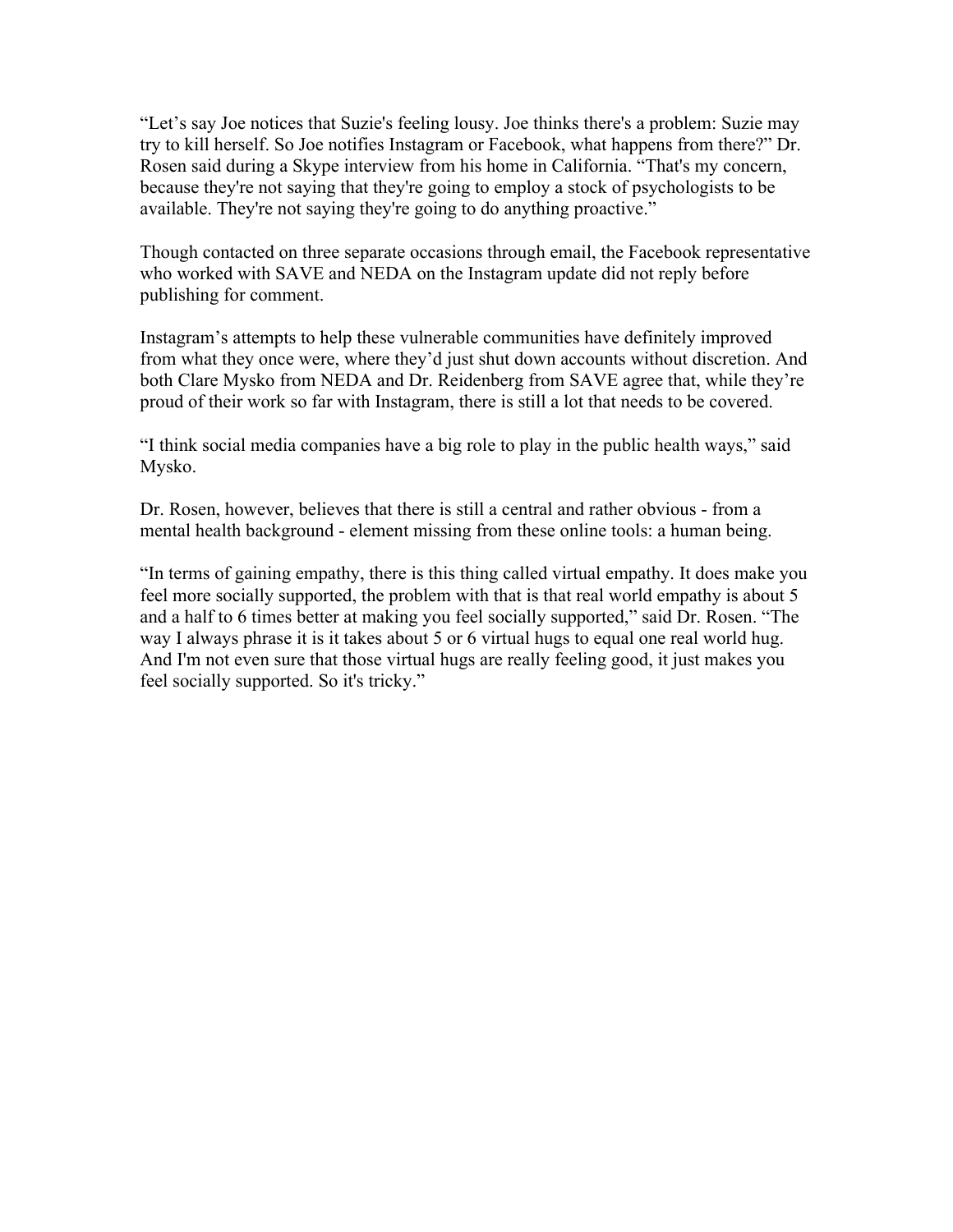"Let's say Joe notices that Suzie's feeling lousy. Joe thinks there's a problem: Suzie may try to kill herself. So Joe notifies Instagram or Facebook, what happens from there?" Dr. Rosen said during a Skype interview from his home in California. "That's my concern, because they're not saying that they're going to employ a stock of psychologists to be available. They're not saying they're going to do anything proactive."

Though contacted on three separate occasions through email, the Facebook representative who worked with SAVE and NEDA on the Instagram update did not reply before publishing for comment.

Instagram's attempts to help these vulnerable communities have definitely improved from what they once were, where they'd just shut down accounts without discretion. And both Clare Mysko from NEDA and Dr. Reidenberg from SAVE agree that, while they're proud of their work so far with Instagram, there is still a lot that needs to be covered.

"I think social media companies have a big role to play in the public health ways," said Mysko.

Dr. Rosen, however, believes that there is still a central and rather obvious - from a mental health background - element missing from these online tools: a human being.

"In terms of gaining empathy, there is this thing called virtual empathy. It does make you feel more socially supported, the problem with that is that real world empathy is about 5 and a half to 6 times better at making you feel socially supported," said Dr. Rosen. "The way I always phrase it is it takes about 5 or 6 virtual hugs to equal one real world hug. And I'm not even sure that those virtual hugs are really feeling good, it just makes you feel socially supported. So it's tricky."